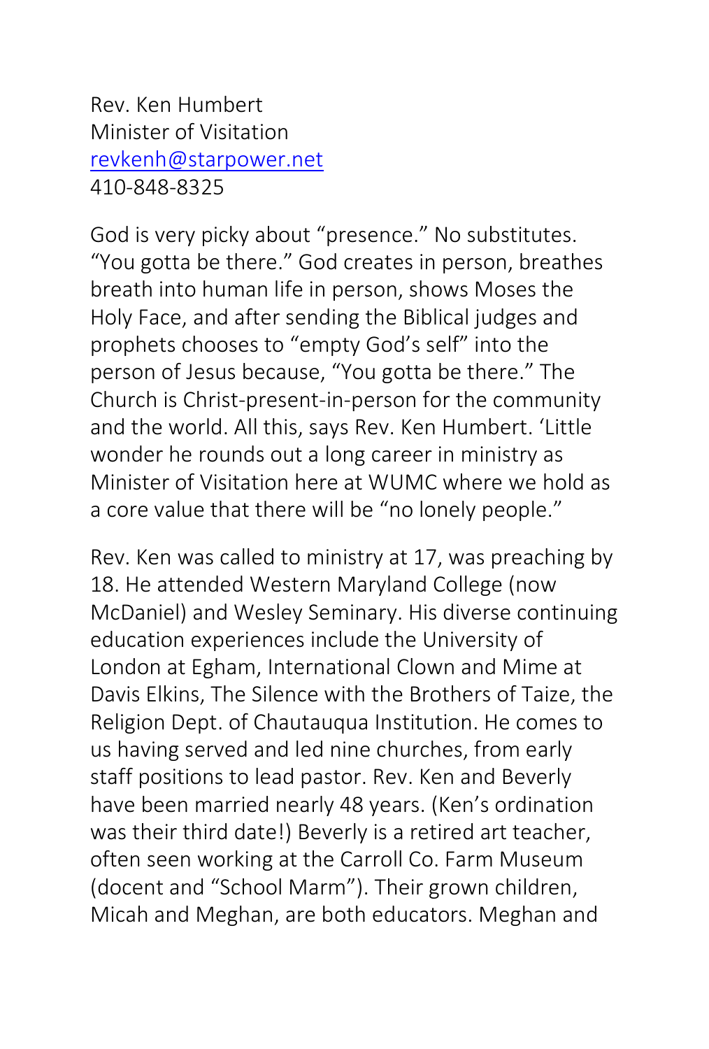Rev. Ken Humbert  
Minister of Visitation  
[revkenh@starpower.net](mailto:revkenh@starpower.net)  
410-848-8325

God is very picky about "presence." No substitutes. "You gotta be there." God creates in person, breathes breath into human life in person, shows Moses the Holy Face, and after sending the Biblical judges and prophets chooses to "empty God's self" into the person of Jesus because, "You gotta be there." The Church is Christ-present-in-person for the community and the world. All this, says Rev. Ken Humbert. 'Little wonder he rounds out a long career in ministry as Minister of Visitation here at WUMC where we hold as a core value that there will be "no lonely people."

Rev. Ken was called to ministry at 17, was preaching by 18. He attended Western Maryland College (now McDaniel) and Wesley Seminary. His diverse continuing education experiences include the University of London at Egham, International Clown and Mime at Davis Elkins, The Silence with the Brothers of Taize, the Religion Dept. of Chautauqua Institution. He comes to us having served and led nine churches, from early staff positions to lead pastor. Rev. Ken and Beverly have been married nearly 48 years. (Ken's ordination was their third date!) Beverly is a retired art teacher, often seen working at the Carroll Co. Farm Museum (docent and "School Marm"). Their grown children, Micah and Meghan, are both educators. Meghan and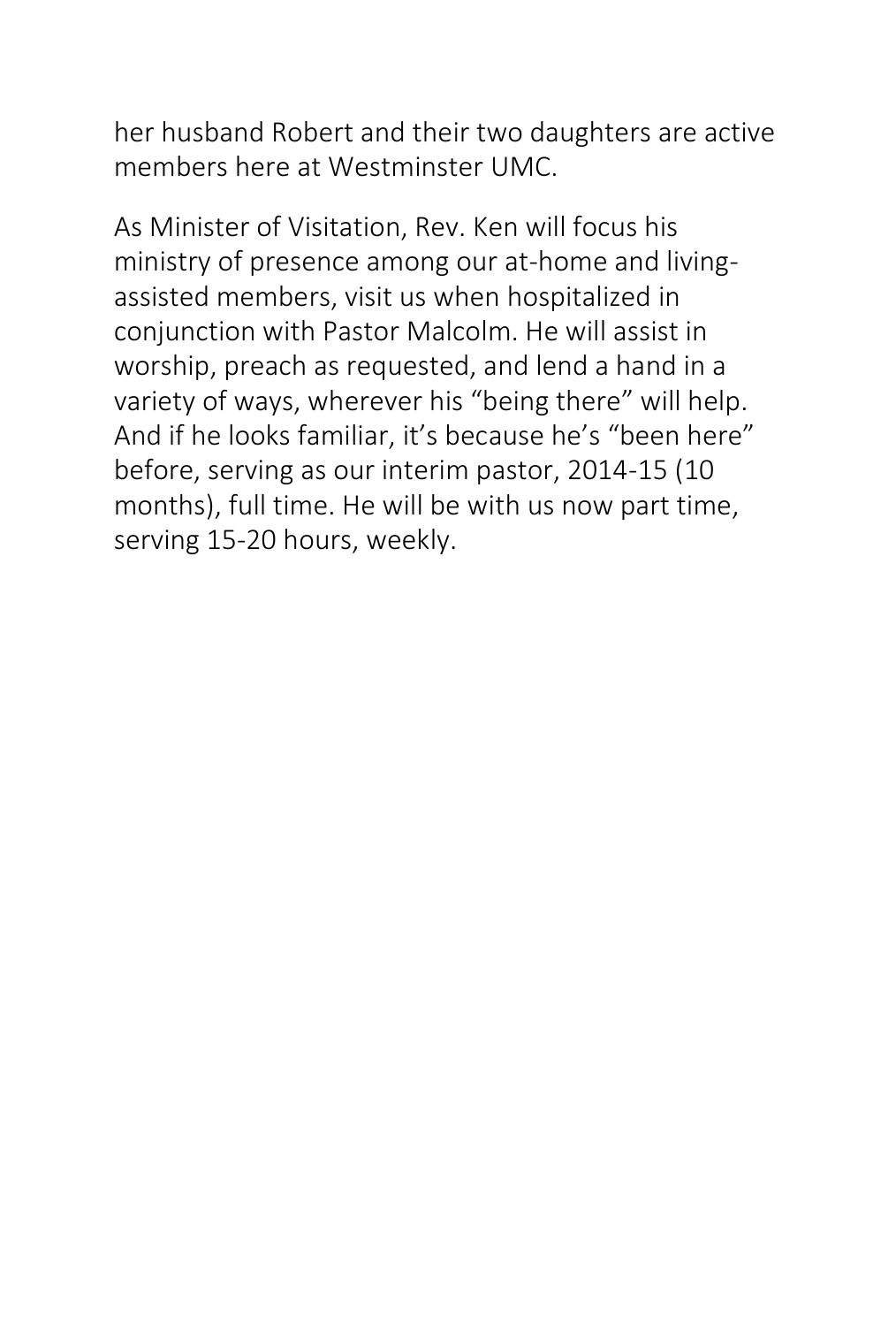her husband Robert and their two daughters are active members here at Westminster UMC.

As Minister of Visitation, Rev. Ken will focus his ministry of presence among our at-home and living-assisted members, visit us when hospitalized in conjunction with Pastor Malcolm. He will assist in worship, preach as requested, and lend a hand in a variety of ways, wherever his “being there” will help. And if he looks familiar, it’s because he’s “been here” before, serving as our interim pastor, 2014-15 (10 months), full time. He will be with us now part time, serving 15-20 hours, weekly.